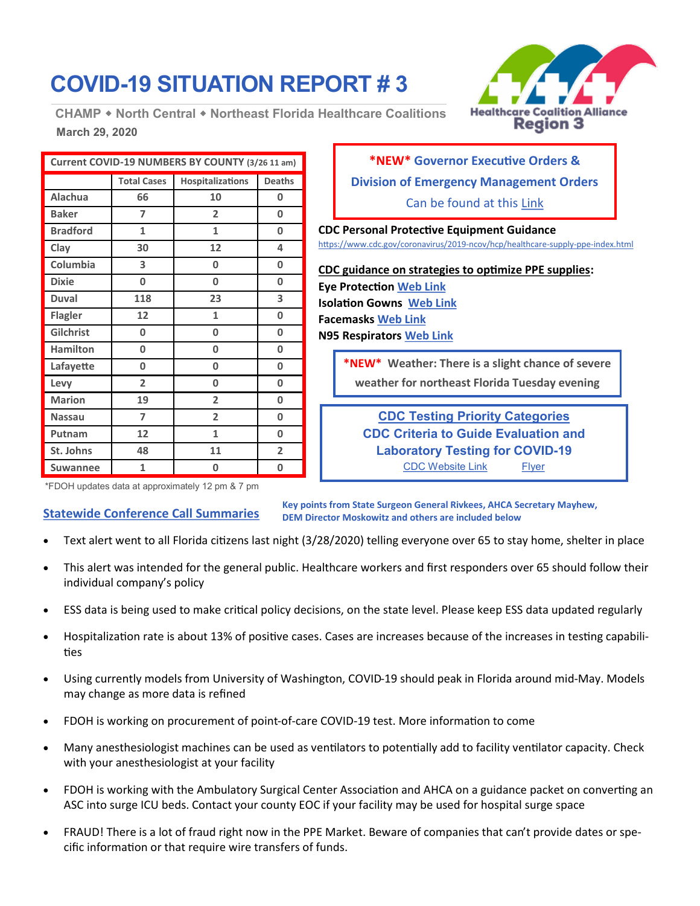# COVID-19 SITUATION REPORT # 3

CHAMP ◆ North Central ◆ Northeast Florida Healthcare Coalitions

March 29, 2020

Healthcare Coalition Alliance Region 3

| Current COVID-19 NUMBERS BY COUNTY (3/26 11 am) | | | |
|---|---|---|---|
| | Total Cases | Hospitalizations | Deaths |
| Alachua | 66 | 10 | 0 |
| Baker | 7 | 2 | 0 |
| Bradford | 1 | 1 | 0 |
| Clay | 30 | 12 | 4 |
| Columbia | 3 | 0 | 0 |
| Dixie | 0 | 0 | 0 |
| Duval | 118 | 23 | 3 |
| Flagler | 12 | 1 | 0 |
| Gilchrist | 0 | 0 | 0 |
| Hamilton | 0 | 0 | 0 |
| Lafayette | 0 | 0 | 0 |
| Levy | 2 | 0 | 0 |
| Marion | 19 | 2 | 0 |
| Nassau | 7 | 2 | 0 |
| Putnam | 12 | 1 | 0 |
| St. Johns | 48 | 11 | 2 |
| Suwannee | 1 | 0 | 0 |

*FDOH updates data at approximately 12 pm & 7 pm

**\*NEW\* Governor Executive Orders & Division of Emergency Management Orders**

Can be found at this Link

**CDC Personal Protective Equipment Guidance**

https://www.cdc.gov/coronavirus/2019-ncov/hcp/healthcare-supply-ppe-index.html

**CDC guidance on strategies to optimize PPE supplies:**

**Eye Protection** Web Link

**Isolation Gowns** Web Link

**Facemasks** Web Link

**N95 Respirators** Web Link

**\*NEW\*** Weather: There is a slight chance of severe weather for northeast Florida Tuesday evening

**CDC Testing Priority Categories**

**CDC Criteria to Guide Evaluation and Laboratory Testing for COVID-19**

CDC Website Link    Flyer

## Statewide Conference Call Summaries

**Key points from State Surgeon General Rivkees, AHCA Secretary Mayhew, DEM Director Moskowitz and others are included below**

- Text alert went to all Florida citizens last night (3/28/2020) telling everyone over 65 to stay home, shelter in place
- This alert was intended for the general public. Healthcare workers and first responders over 65 should follow their individual company's policy
- ESS data is being used to make critical policy decisions, on the state level. Please keep ESS data updated regularly
- Hospitalization rate is about 13% of positive cases. Cases are increases because of the increases in testing capabilities
- Using currently models from University of Washington, COVID-19 should peak in Florida around mid-May. Models may change as more data is refined
- FDOH is working on procurement of point-of-care COVID-19 test. More information to come
- Many anesthesiologist machines can be used as ventilators to potentially add to facility ventilator capacity. Check with your anesthesiologist at your facility
- FDOH is working with the Ambulatory Surgical Center Association and AHCA on a guidance packet on converting an ASC into surge ICU beds. Contact your county EOC if your facility may be used for hospital surge space
- FRAUD! There is a lot of fraud right now in the PPE Market. Beware of companies that can't provide dates or specific information or that require wire transfers of funds.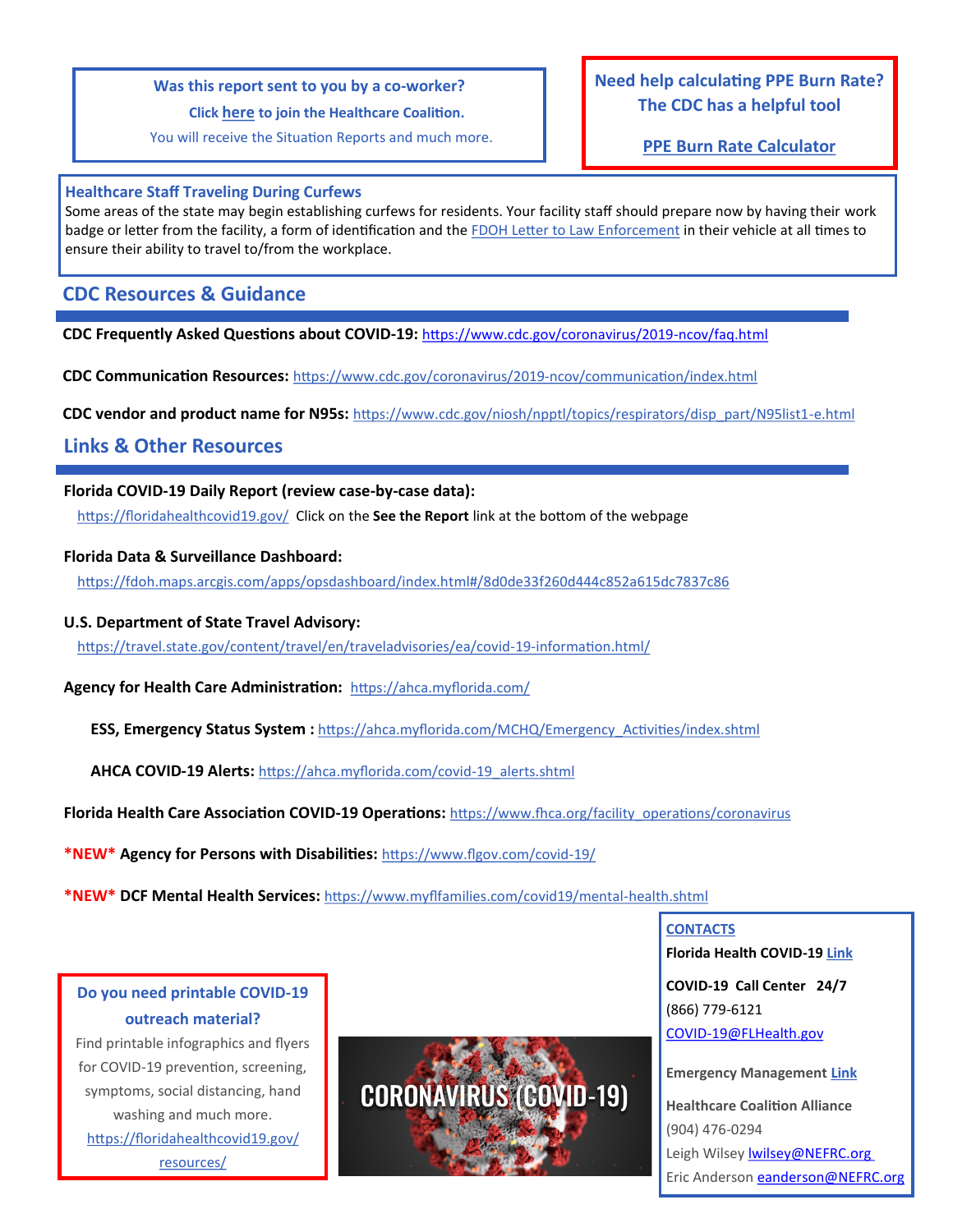**Was this report sent to you by a co-worker?**

**Click here to join the Healthcare Coalition.**

You will receive the Situation Reports and much more.

**Need help calculating PPE Burn Rate? The CDC has a helpful tool**

**PPE Burn Rate Calculator**

**Healthcare Staff Traveling During Curfews**

Some areas of the state may begin establishing curfews for residents. Your facility staff should prepare now by having their work badge or letter from the facility, a form of identification and the FDOH Letter to Law Enforcement in their vehicle at all times to ensure their ability to travel to/from the workplace.

## CDC Resources & Guidance

**CDC Frequently Asked Questions about COVID-19:** https://www.cdc.gov/coronavirus/2019-ncov/faq.html

**CDC Communication Resources:** https://www.cdc.gov/coronavirus/2019-ncov/communication/index.html

**CDC vendor and product name for N95s:** https://www.cdc.gov/niosh/npptl/topics/respirators/disp_part/N95list1-e.html

## Links & Other Resources

**Florida COVID-19 Daily Report (review case-by-case data):**

https://floridahealthcovid19.gov/ Click on the **See the Report** link at the bottom of the webpage

**Florida Data & Surveillance Dashboard:**

https://fdoh.maps.arcgis.com/apps/opsdashboard/index.html#/8d0de33f260d444c852a615dc7837c86

**U.S. Department of State Travel Advisory:**

https://travel.state.gov/content/travel/en/traveladvisories/ea/covid-19-information.html/

**Agency for Health Care Administration:** https://ahca.myflorida.com/

- **ESS, Emergency Status System :** https://ahca.myflorida.com/MCHQ/Emergency_Activities/index.shtml
- **AHCA COVID-19 Alerts:** https://ahca.myflorida.com/covid-19_alerts.shtml

**Florida Health Care Association COVID-19 Operations:** https://www.fhca.org/facility_operations/coronavirus

***NEW* Agency for Persons with Disabilities:** https://www.flgov.com/covid-19/

***NEW* DCF Mental Health Services:** https://www.myflfamilies.com/covid19/mental-health.shtml

**Do you need printable COVID-19 outreach material?**

Find printable infographics and flyers for COVID-19 prevention, screening, symptoms, social distancing, hand washing and much more.

https://floridahealthcovid19.gov/resources/

CORONAVIRUS (COVID-19)

**CONTACTS**

**Florida Health COVID-19** Link

**COVID-19 Call Center 24/7**
(866) 779-6121
COVID-19@FLHealth.gov

**Emergency Management** Link

**Healthcare Coalition Alliance**
(904) 476-0294
Leigh Wilsey lwilsey@NEFRC.org
Eric Anderson eanderson@NEFRC.org